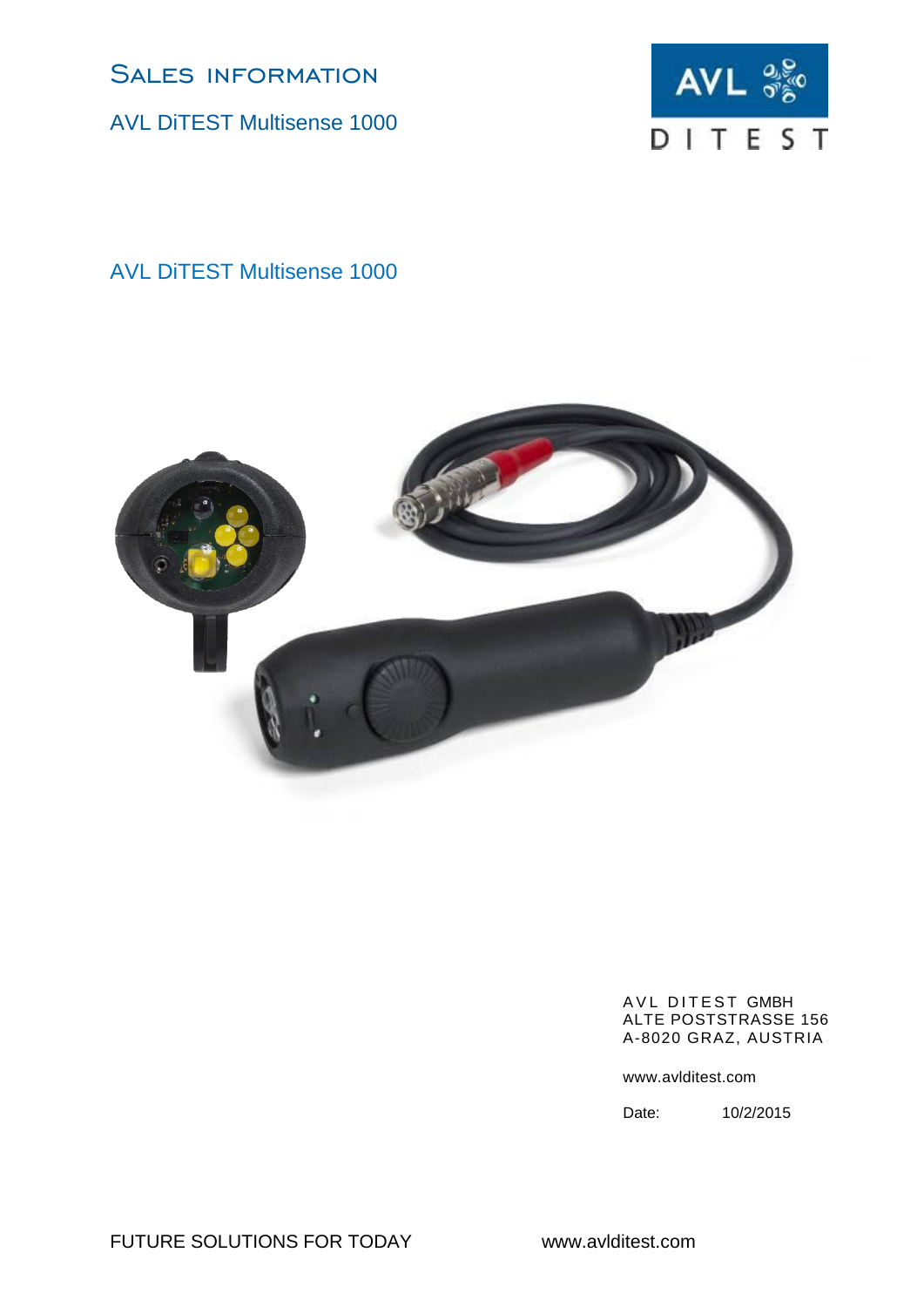# Sales information

AVL DiTEST Multisense 1000

AVL DITEST

## AVL DiTEST Multisense 1000

AVL DITEST GMBH
ALTE POSTSTRASSE 156
A-8020 GRAZ, AUSTRIA

www.avlditest.com

Date: 10/2/2015

FUTURE SOLUTIONS FOR TODAY www.avlditest.com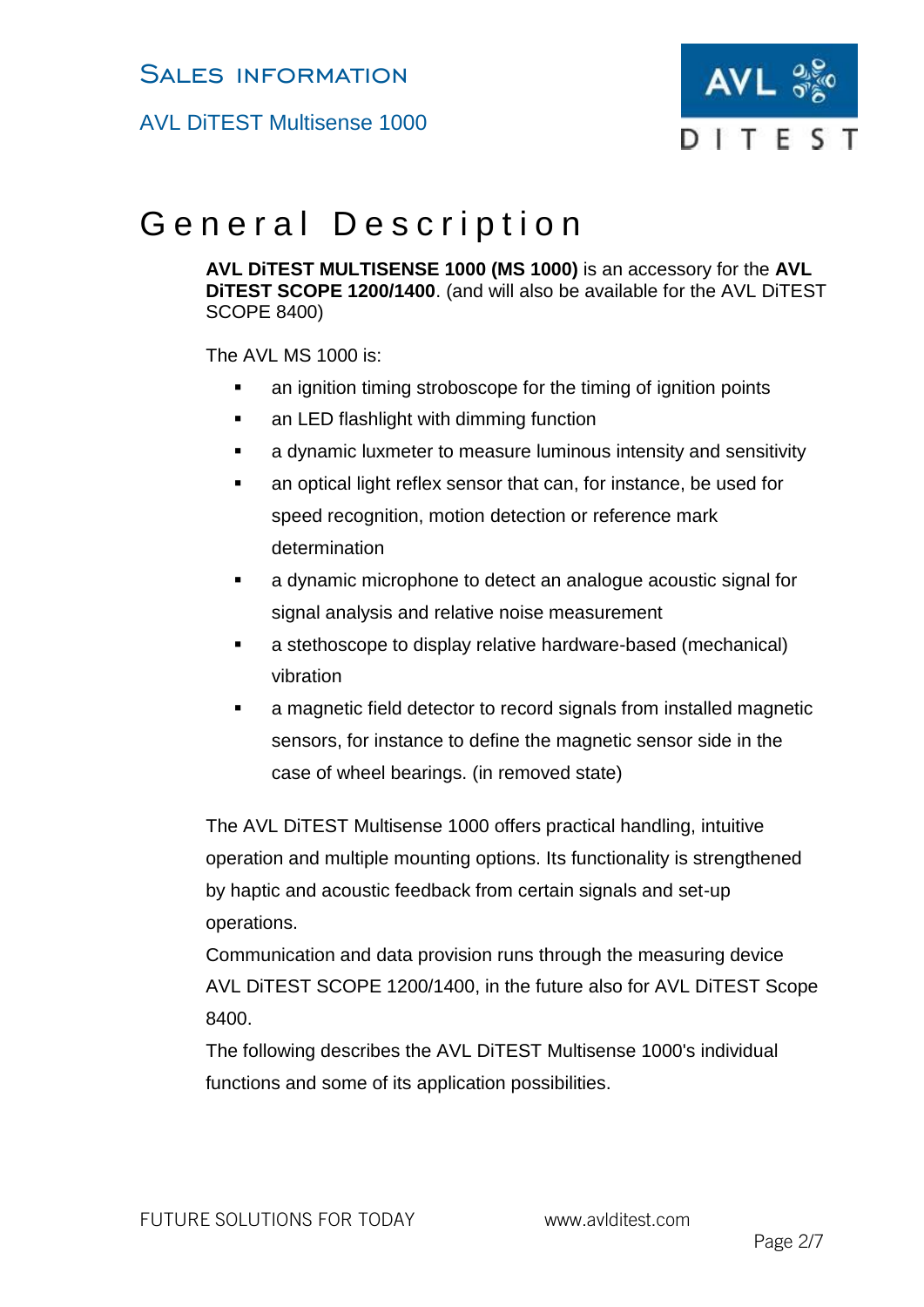# General Description

**AVL DiTEST MULTISENSE 1000 (MS 1000)** is an accessory for the **AVL DiTEST SCOPE 1200/1400**. (and will also be available for the AVL DiTEST SCOPE 8400)

The AVL MS 1000 is:

- an ignition timing stroboscope for the timing of ignition points
- an LED flashlight with dimming function
- a dynamic luxmeter to measure luminous intensity and sensitivity
- an optical light reflex sensor that can, for instance, be used for speed recognition, motion detection or reference mark determination
- a dynamic microphone to detect an analogue acoustic signal for signal analysis and relative noise measurement
- a stethoscope to display relative hardware-based (mechanical) vibration
- a magnetic field detector to record signals from installed magnetic sensors, for instance to define the magnetic sensor side in the case of wheel bearings. (in removed state)

The AVL DiTEST Multisense 1000 offers practical handling, intuitive operation and multiple mounting options. Its functionality is strengthened by haptic and acoustic feedback from certain signals and set-up operations.

Communication and data provision runs through the measuring device AVL DiTEST SCOPE 1200/1400, in the future also for AVL DiTEST Scope 8400.

The following describes the AVL DiTEST Multisense 1000's individual functions and some of its application possibilities.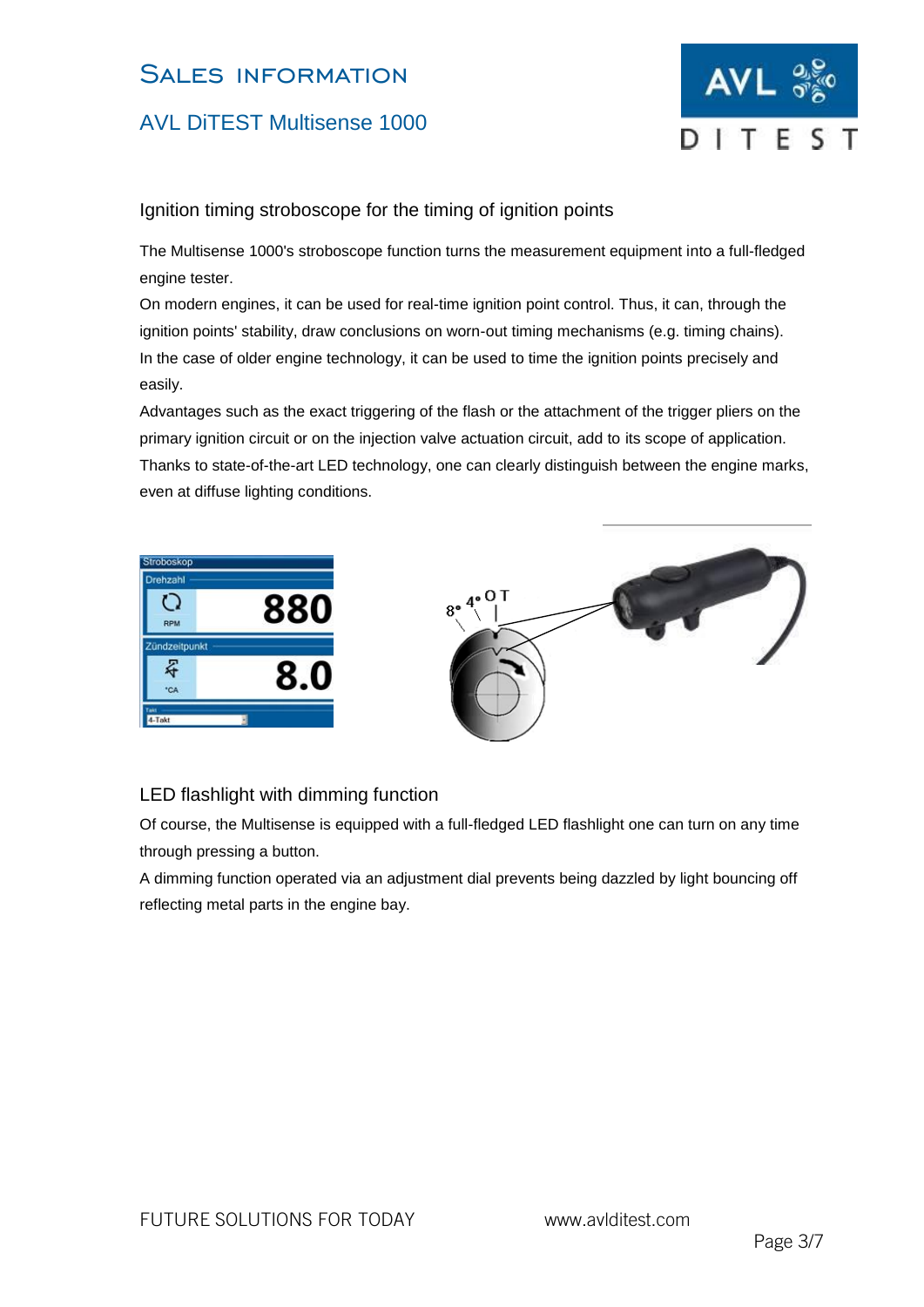## Ignition timing stroboscope for the timing of ignition points

The Multisense 1000's stroboscope function turns the measurement equipment into a full-fledged engine tester.

On modern engines, it can be used for real-time ignition point control. Thus, it can, through the ignition points' stability, draw conclusions on worn-out timing mechanisms (e.g. timing chains).

In the case of older engine technology, it can be used to time the ignition points precisely and easily.

Advantages such as the exact triggering of the flash or the attachment of the trigger pliers on the primary ignition circuit or on the injection valve actuation circuit, add to its scope of application.

Thanks to state-of-the-art LED technology, one can clearly distinguish between the engine marks, even at diffuse lighting conditions.

## LED flashlight with dimming function

Of course, the Multisense is equipped with a full-fledged LED flashlight one can turn on any time through pressing a button.

A dimming function operated via an adjustment dial prevents being dazzled by light bouncing off reflecting metal parts in the engine bay.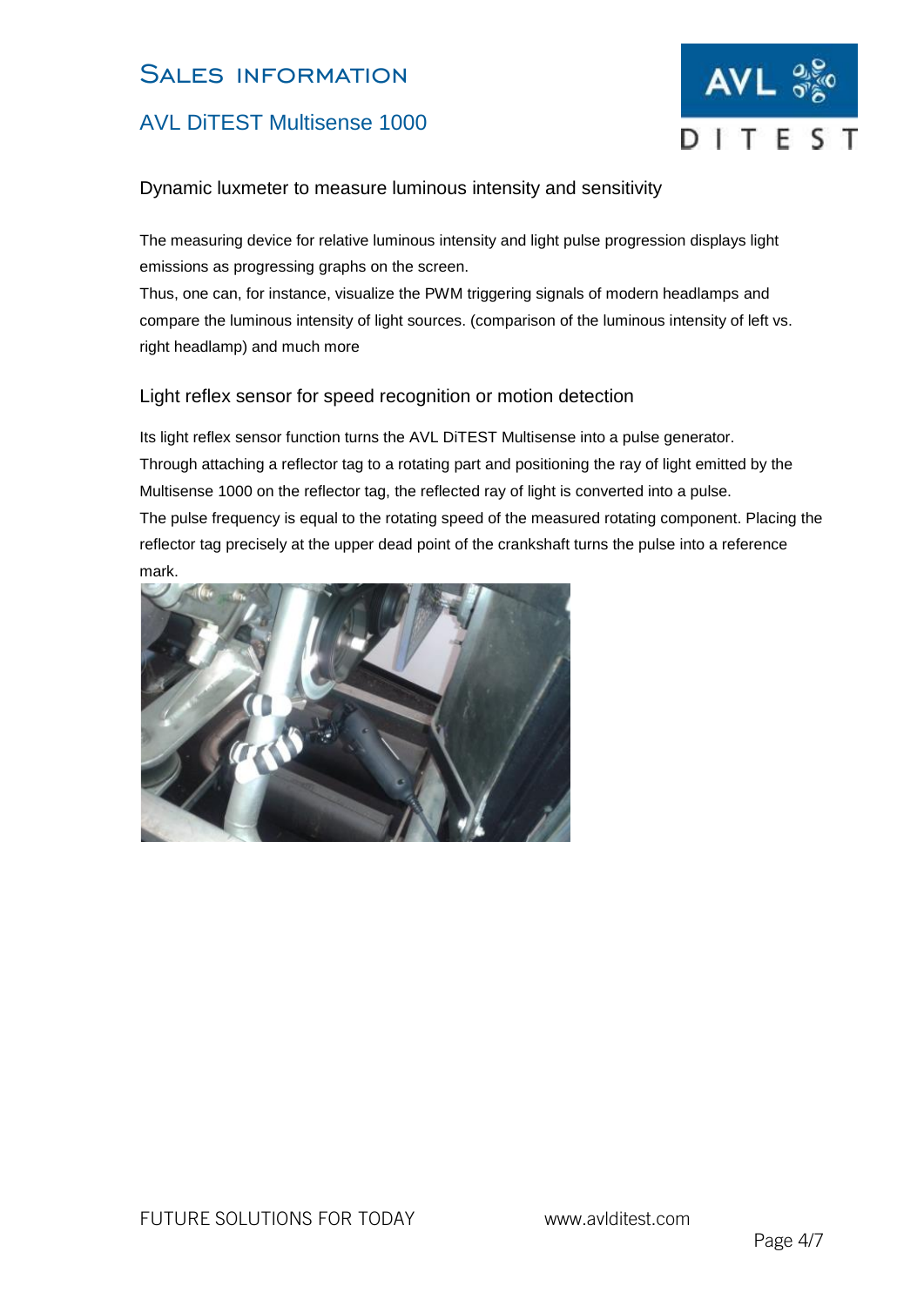## Dynamic luxmeter to measure luminous intensity and sensitivity

The measuring device for relative luminous intensity and light pulse progression displays light emissions as progressing graphs on the screen.
Thus, one can, for instance, visualize the PWM triggering signals of modern headlamps and compare the luminous intensity of light sources. (comparison of the luminous intensity of left vs. right headlamp) and much more

## Light reflex sensor for speed recognition or motion detection

Its light reflex sensor function turns the AVL DiTEST Multisense into a pulse generator.
Through attaching a reflector tag to a rotating part and positioning the ray of light emitted by the Multisense 1000 on the reflector tag, the reflected ray of light is converted into a pulse.
The pulse frequency is equal to the rotating speed of the measured rotating component. Placing the reflector tag precisely at the upper dead point of the crankshaft turns the pulse into a reference mark.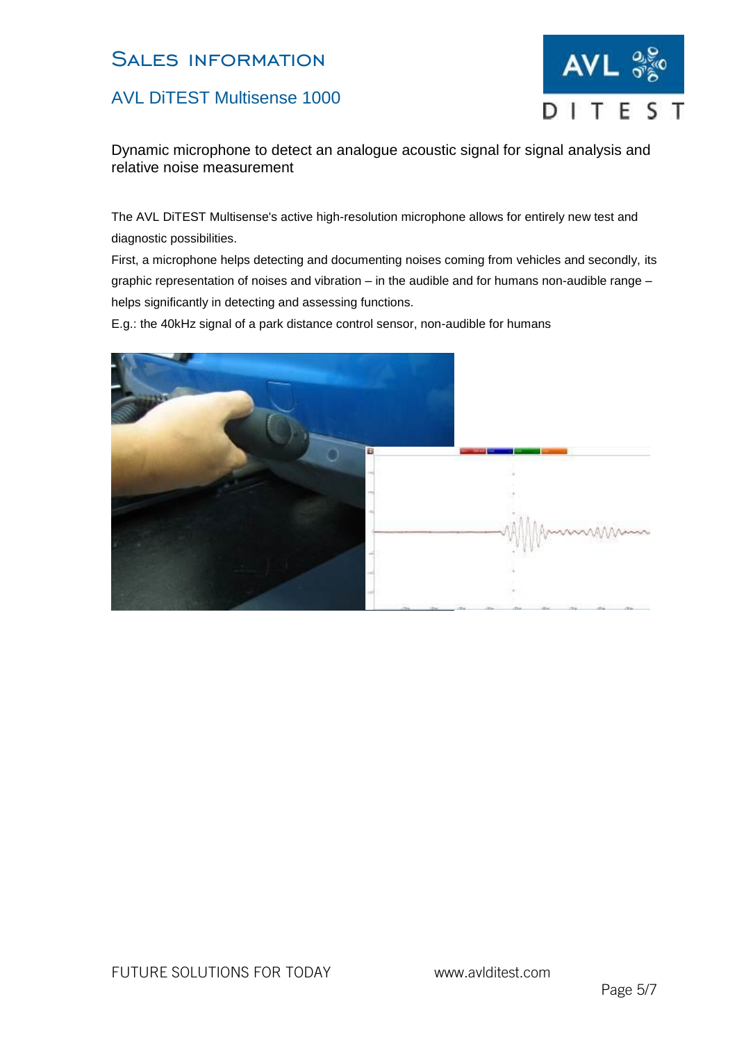# Sales information

## AVL DiTEST Multisense 1000

### Dynamic microphone to detect an analogue acoustic signal for signal analysis and relative noise measurement

The AVL DiTEST Multisense's active high-resolution microphone allows for entirely new test and diagnostic possibilities.

First, a microphone helps detecting and documenting noises coming from vehicles and secondly, its graphic representation of noises and vibration – in the audible and for humans non-audible range – helps significantly in detecting and assessing functions.

E.g.: the 40kHz signal of a park distance control sensor, non-audible for humans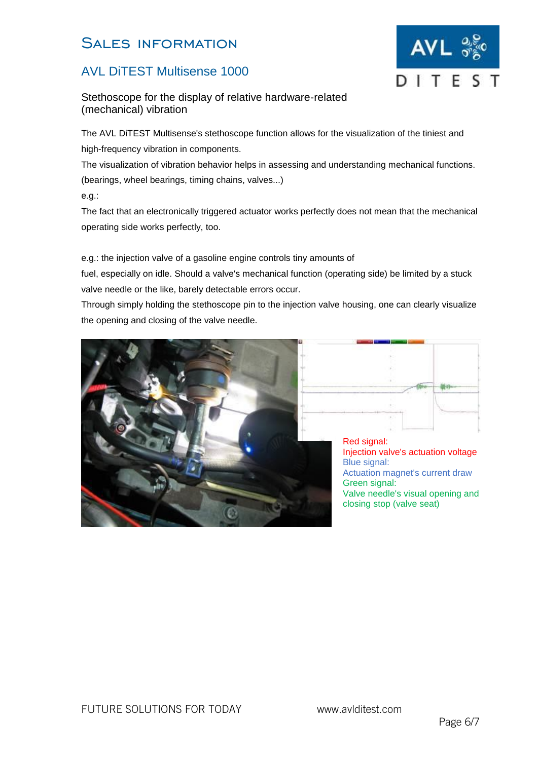# Sales information

## AVL DiTEST Multisense 1000

### Stethoscope for the display of relative hardware-related (mechanical) vibration

The AVL DiTEST Multisense's stethoscope function allows for the visualization of the tiniest and high-frequency vibration in components.

The visualization of vibration behavior helps in assessing and understanding mechanical functions. (bearings, wheel bearings, timing chains, valves...)

e.g.:

The fact that an electronically triggered actuator works perfectly does not mean that the mechanical operating side works perfectly, too.

e.g.: the injection valve of a gasoline engine controls tiny amounts of fuel, especially on idle. Should a valve's mechanical function (operating side) be limited by a stuck valve needle or the like, barely detectable errors occur.

Through simply holding the stethoscope pin to the injection valve housing, one can clearly visualize the opening and closing of the valve needle.

Red signal:
Injection valve's actuation voltage
Blue signal:
Actuation magnet's current draw
Green signal:
Valve needle's visual opening and closing stop (valve seat)

FUTURE SOLUTIONS FOR TODAY www.avlditest.com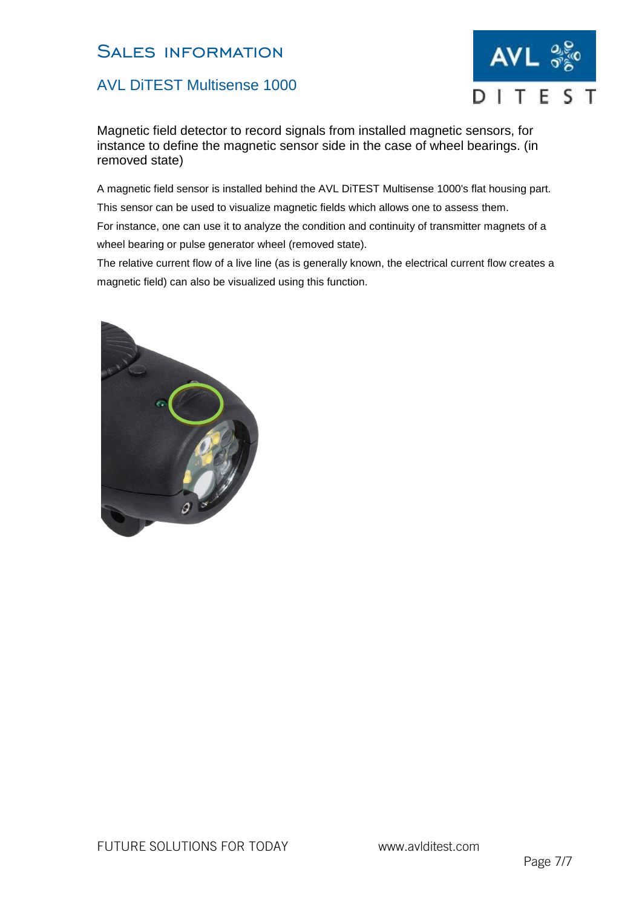# Sales information

## AVL DiTEST Multisense 1000

Magnetic field detector to record signals from installed magnetic sensors, for instance to define the magnetic sensor side in the case of wheel bearings. (in removed state)

A magnetic field sensor is installed behind the AVL DiTEST Multisense 1000's flat housing part. This sensor can be used to visualize magnetic fields which allows one to assess them. For instance, one can use it to analyze the condition and continuity of transmitter magnets of a wheel bearing or pulse generator wheel (removed state). The relative current flow of a live line (as is generally known, the electrical current flow creates a magnetic field) can also be visualized using this function.

FUTURE SOLUTIONS FOR TODAY www.avlditest.com